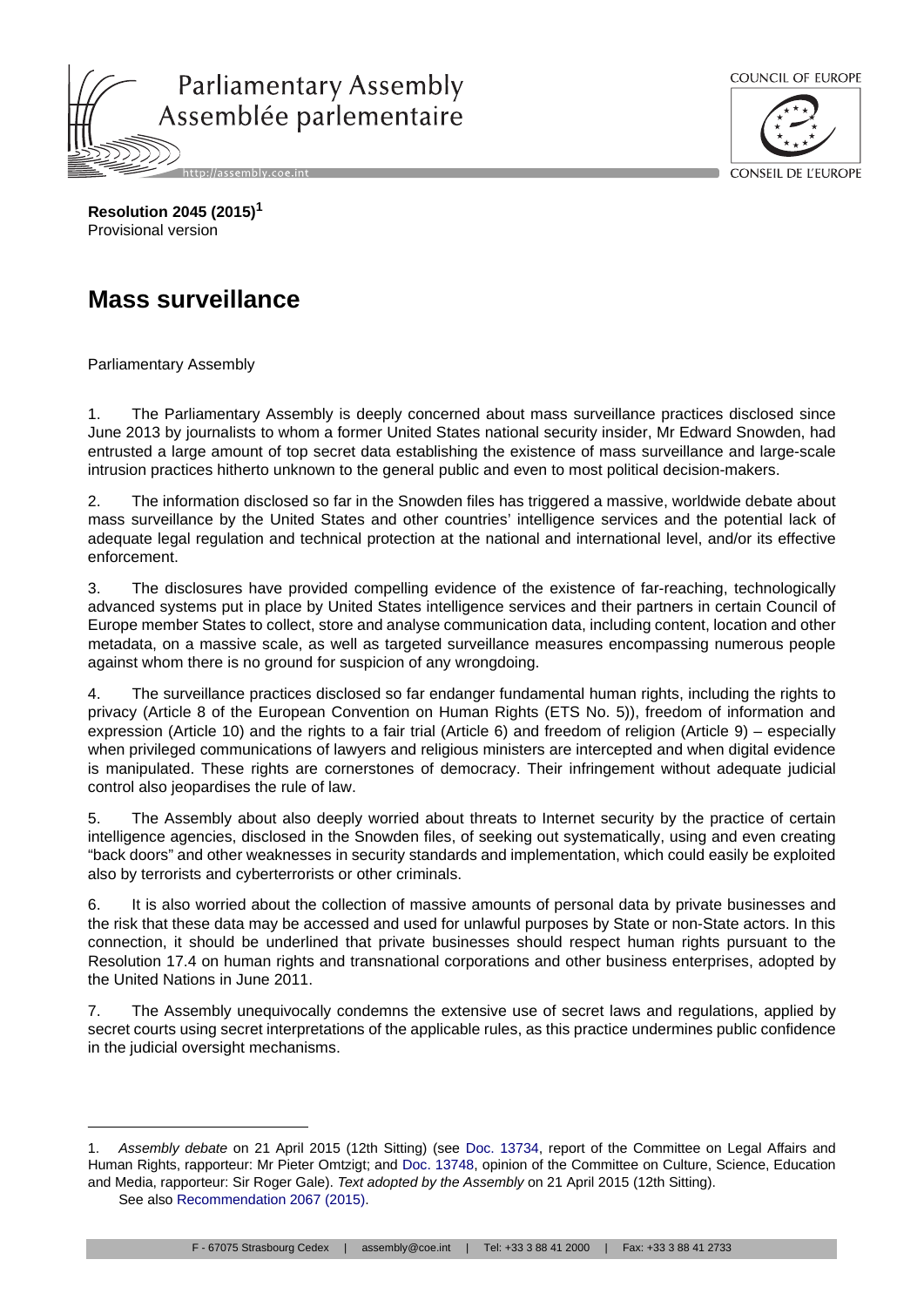**Resolution 2045 (2015)**[1]
Provisional version

# Mass surveillance

Parliamentary Assembly

1. The Parliamentary Assembly is deeply concerned about mass surveillance practices disclosed since June 2013 by journalists to whom a former United States national security insider, Mr Edward Snowden, had entrusted a large amount of top secret data establishing the existence of mass surveillance and large-scale intrusion practices hitherto unknown to the general public and even to most political decision-makers.

2. The information disclosed so far in the Snowden files has triggered a massive, worldwide debate about mass surveillance by the United States and other countries' intelligence services and the potential lack of adequate legal regulation and technical protection at the national and international level, and/or its effective enforcement.

3. The disclosures have provided compelling evidence of the existence of far-reaching, technologically advanced systems put in place by United States intelligence services and their partners in certain Council of Europe member States to collect, store and analyse communication data, including content, location and other metadata, on a massive scale, as well as targeted surveillance measures encompassing numerous people against whom there is no ground for suspicion of any wrongdoing.

4. The surveillance practices disclosed so far endanger fundamental human rights, including the rights to privacy (Article 8 of the European Convention on Human Rights (ETS No. 5)), freedom of information and expression (Article 10) and the rights to a fair trial (Article 6) and freedom of religion (Article 9) – especially when privileged communications of lawyers and religious ministers are intercepted and when digital evidence is manipulated. These rights are cornerstones of democracy. Their infringement without adequate judicial control also jeopardises the rule of law.

5. The Assembly about also deeply worried about threats to Internet security by the practice of certain intelligence agencies, disclosed in the Snowden files, of seeking out systematically, using and even creating "back doors" and other weaknesses in security standards and implementation, which could easily be exploited also by terrorists and cyberterrorists or other criminals.

6. It is also worried about the collection of massive amounts of personal data by private businesses and the risk that these data may be accessed and used for unlawful purposes by State or non-State actors. In this connection, it should be underlined that private businesses should respect human rights pursuant to the Resolution 17.4 on human rights and transnational corporations and other business enterprises, adopted by the United Nations in June 2011.

7. The Assembly unequivocally condemns the extensive use of secret laws and regulations, applied by secret courts using secret interpretations of the applicable rules, as this practice undermines public confidence in the judicial oversight mechanisms.

---

1. *Assembly debate* on 21 April 2015 (12th Sitting) (see Doc. 13734, report of the Committee on Legal Affairs and Human Rights, rapporteur: Mr Pieter Omtzigt; and Doc. 13748, opinion of the Committee on Culture, Science, Education and Media, rapporteur: Sir Roger Gale). *Text adopted by the Assembly* on 21 April 2015 (12th Sitting).
See also Recommendation 2067 (2015).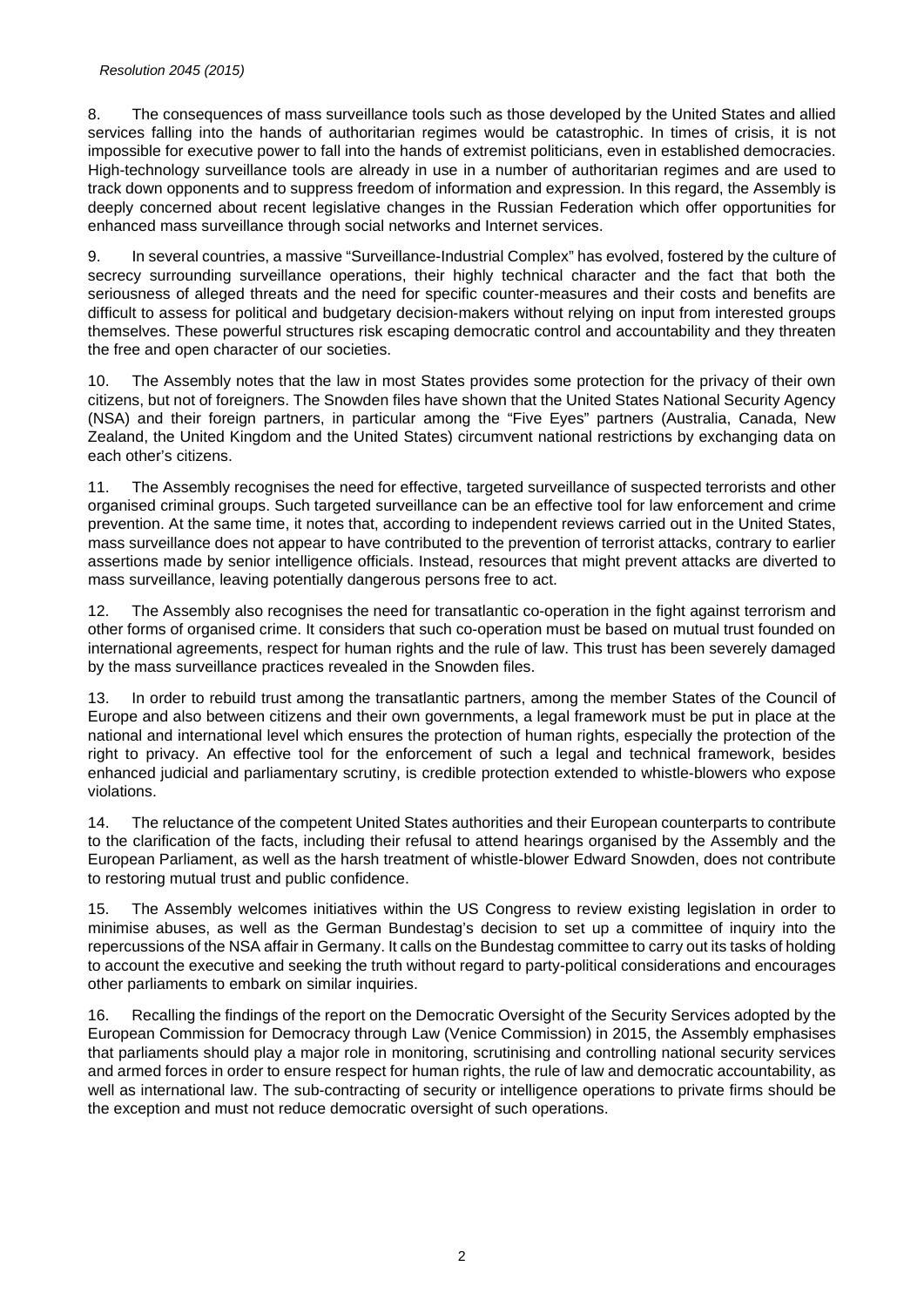8. The consequences of mass surveillance tools such as those developed by the United States and allied services falling into the hands of authoritarian regimes would be catastrophic. In times of crisis, it is not impossible for executive power to fall into the hands of extremist politicians, even in established democracies. High-technology surveillance tools are already in use in a number of authoritarian regimes and are used to track down opponents and to suppress freedom of information and expression. In this regard, the Assembly is deeply concerned about recent legislative changes in the Russian Federation which offer opportunities for enhanced mass surveillance through social networks and Internet services.

9. In several countries, a massive "Surveillance-Industrial Complex" has evolved, fostered by the culture of secrecy surrounding surveillance operations, their highly technical character and the fact that both the seriousness of alleged threats and the need for specific counter-measures and their costs and benefits are difficult to assess for political and budgetary decision-makers without relying on input from interested groups themselves. These powerful structures risk escaping democratic control and accountability and they threaten the free and open character of our societies.

10. The Assembly notes that the law in most States provides some protection for the privacy of their own citizens, but not of foreigners. The Snowden files have shown that the United States National Security Agency (NSA) and their foreign partners, in particular among the "Five Eyes" partners (Australia, Canada, New Zealand, the United Kingdom and the United States) circumvent national restrictions by exchanging data on each other's citizens.

11. The Assembly recognises the need for effective, targeted surveillance of suspected terrorists and other organised criminal groups. Such targeted surveillance can be an effective tool for law enforcement and crime prevention. At the same time, it notes that, according to independent reviews carried out in the United States, mass surveillance does not appear to have contributed to the prevention of terrorist attacks, contrary to earlier assertions made by senior intelligence officials. Instead, resources that might prevent attacks are diverted to mass surveillance, leaving potentially dangerous persons free to act.

12. The Assembly also recognises the need for transatlantic co-operation in the fight against terrorism and other forms of organised crime. It considers that such co-operation must be based on mutual trust founded on international agreements, respect for human rights and the rule of law. This trust has been severely damaged by the mass surveillance practices revealed in the Snowden files.

13. In order to rebuild trust among the transatlantic partners, among the member States of the Council of Europe and also between citizens and their own governments, a legal framework must be put in place at the national and international level which ensures the protection of human rights, especially the protection of the right to privacy. An effective tool for the enforcement of such a legal and technical framework, besides enhanced judicial and parliamentary scrutiny, is credible protection extended to whistle-blowers who expose violations.

14. The reluctance of the competent United States authorities and their European counterparts to contribute to the clarification of the facts, including their refusal to attend hearings organised by the Assembly and the European Parliament, as well as the harsh treatment of whistle-blower Edward Snowden, does not contribute to restoring mutual trust and public confidence.

15. The Assembly welcomes initiatives within the US Congress to review existing legislation in order to minimise abuses, as well as the German Bundestag's decision to set up a committee of inquiry into the repercussions of the NSA affair in Germany. It calls on the Bundestag committee to carry out its tasks of holding to account the executive and seeking the truth without regard to party-political considerations and encourages other parliaments to embark on similar inquiries.

16. Recalling the findings of the report on the Democratic Oversight of the Security Services adopted by the European Commission for Democracy through Law (Venice Commission) in 2015, the Assembly emphasises that parliaments should play a major role in monitoring, scrutinising and controlling national security services and armed forces in order to ensure respect for human rights, the rule of law and democratic accountability, as well as international law. The sub-contracting of security or intelligence operations to private firms should be the exception and must not reduce democratic oversight of such operations.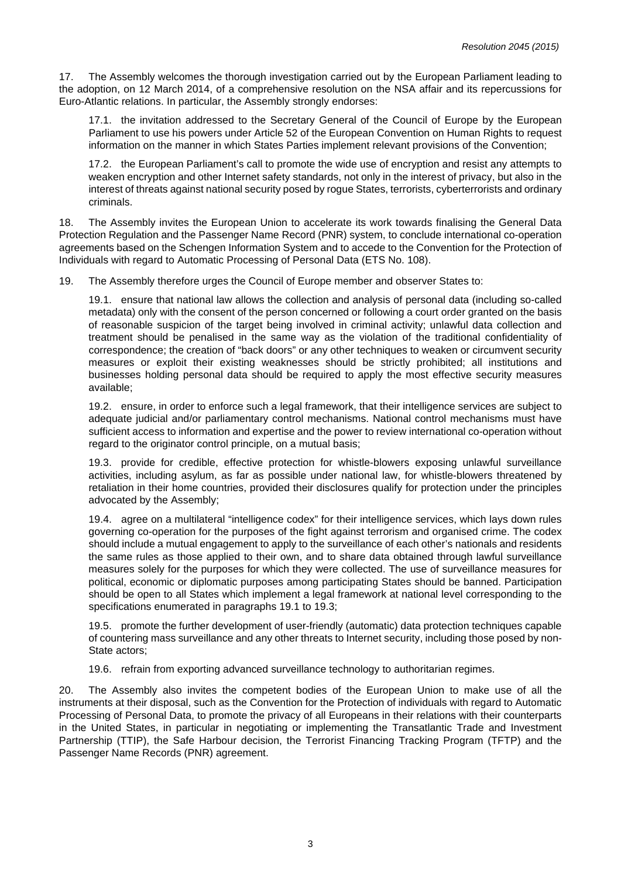17. The Assembly welcomes the thorough investigation carried out by the European Parliament leading to the adoption, on 12 March 2014, of a comprehensive resolution on the NSA affair and its repercussions for Euro-Atlantic relations. In particular, the Assembly strongly endorses:

17.1. the invitation addressed to the Secretary General of the Council of Europe by the European Parliament to use his powers under Article 52 of the European Convention on Human Rights to request information on the manner in which States Parties implement relevant provisions of the Convention;

17.2. the European Parliament's call to promote the wide use of encryption and resist any attempts to weaken encryption and other Internet safety standards, not only in the interest of privacy, but also in the interest of threats against national security posed by rogue States, terrorists, cyberterrorists and ordinary criminals.

18. The Assembly invites the European Union to accelerate its work towards finalising the General Data Protection Regulation and the Passenger Name Record (PNR) system, to conclude international co-operation agreements based on the Schengen Information System and to accede to the Convention for the Protection of Individuals with regard to Automatic Processing of Personal Data (ETS No. 108).

19. The Assembly therefore urges the Council of Europe member and observer States to:

19.1. ensure that national law allows the collection and analysis of personal data (including so-called metadata) only with the consent of the person concerned or following a court order granted on the basis of reasonable suspicion of the target being involved in criminal activity; unlawful data collection and treatment should be penalised in the same way as the violation of the traditional confidentiality of correspondence; the creation of "back doors" or any other techniques to weaken or circumvent security measures or exploit their existing weaknesses should be strictly prohibited; all institutions and businesses holding personal data should be required to apply the most effective security measures available;

19.2. ensure, in order to enforce such a legal framework, that their intelligence services are subject to adequate judicial and/or parliamentary control mechanisms. National control mechanisms must have sufficient access to information and expertise and the power to review international co-operation without regard to the originator control principle, on a mutual basis;

19.3. provide for credible, effective protection for whistle-blowers exposing unlawful surveillance activities, including asylum, as far as possible under national law, for whistle-blowers threatened by retaliation in their home countries, provided their disclosures qualify for protection under the principles advocated by the Assembly;

19.4. agree on a multilateral "intelligence codex" for their intelligence services, which lays down rules governing co-operation for the purposes of the fight against terrorism and organised crime. The codex should include a mutual engagement to apply to the surveillance of each other's nationals and residents the same rules as those applied to their own, and to share data obtained through lawful surveillance measures solely for the purposes for which they were collected. The use of surveillance measures for political, economic or diplomatic purposes among participating States should be banned. Participation should be open to all States which implement a legal framework at national level corresponding to the specifications enumerated in paragraphs 19.1 to 19.3;

19.5. promote the further development of user-friendly (automatic) data protection techniques capable of countering mass surveillance and any other threats to Internet security, including those posed by non-State actors;

19.6. refrain from exporting advanced surveillance technology to authoritarian regimes.

20. The Assembly also invites the competent bodies of the European Union to make use of all the instruments at their disposal, such as the Convention for the Protection of individuals with regard to Automatic Processing of Personal Data, to promote the privacy of all Europeans in their relations with their counterparts in the United States, in particular in negotiating or implementing the Transatlantic Trade and Investment Partnership (TTIP), the Safe Harbour decision, the Terrorist Financing Tracking Program (TFTP) and the Passenger Name Records (PNR) agreement.